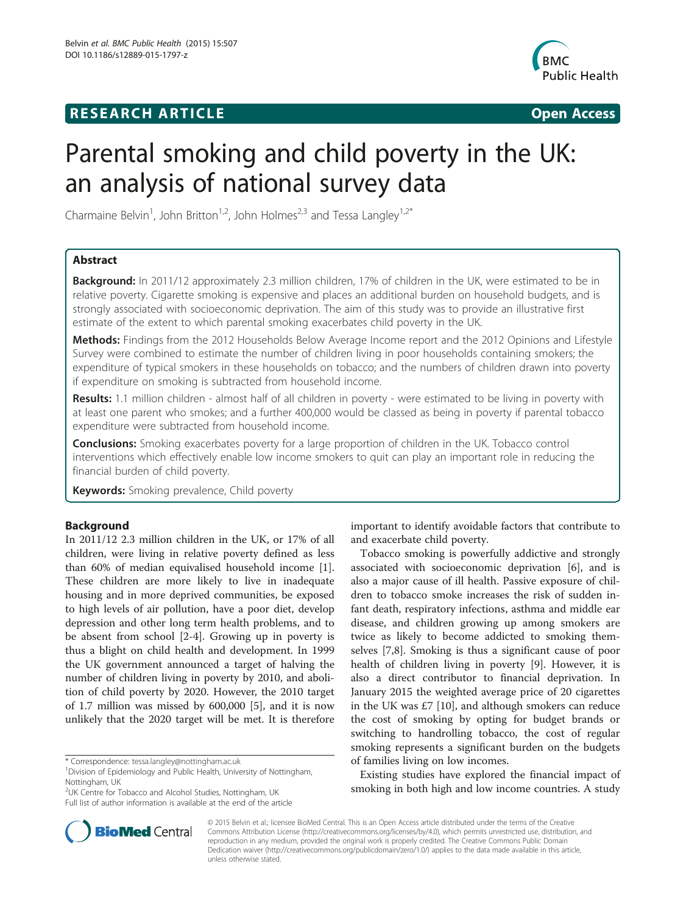**RESEARCH ARTICLE** **Open Access**

# Parental smoking and child poverty in the UK: an analysis of national survey data

Charmaine Belvin[1], John Britton[1,2], John Holmes[2,3] and Tessa Langley[1,2*]

## Abstract

**Background:** In 2011/12 approximately 2.3 million children, 17% of children in the UK, were estimated to be in relative poverty. Cigarette smoking is expensive and places an additional burden on household budgets, and is strongly associated with socioeconomic deprivation. The aim of this study was to provide an illustrative first estimate of the extent to which parental smoking exacerbates child poverty in the UK.

**Methods:** Findings from the 2012 Households Below Average Income report and the 2012 Opinions and Lifestyle Survey were combined to estimate the number of children living in poor households containing smokers; the expenditure of typical smokers in these households on tobacco; and the numbers of children drawn into poverty if expenditure on smoking is subtracted from household income.

**Results:** 1.1 million children - almost half of all children in poverty - were estimated to be living in poverty with at least one parent who smokes; and a further 400,000 would be classed as being in poverty if parental tobacco expenditure were subtracted from household income.

**Conclusions:** Smoking exacerbates poverty for a large proportion of children in the UK. Tobacco control interventions which effectively enable low income smokers to quit can play an important role in reducing the financial burden of child poverty.

**Keywords:** Smoking prevalence, Child poverty

## Background

In 2011/12 2.3 million children in the UK, or 17% of all children, were living in relative poverty defined as less than 60% of median equivalised household income [1]. These children are more likely to live in inadequate housing and in more deprived communities, be exposed to high levels of air pollution, have a poor diet, develop depression and other long term health problems, and to be absent from school [2-4]. Growing up in poverty is thus a blight on child health and development. In 1999 the UK government announced a target of halving the number of children living in poverty by 2010, and abolition of child poverty by 2020. However, the 2010 target of 1.7 million was missed by 600,000 [5], and it is now unlikely that the 2020 target will be met. It is therefore important to identify avoidable factors that contribute to and exacerbate child poverty.

Tobacco smoking is powerfully addictive and strongly associated with socioeconomic deprivation [6], and is also a major cause of ill health. Passive exposure of children to tobacco smoke increases the risk of sudden infant death, respiratory infections, asthma and middle ear disease, and children growing up among smokers are twice as likely to become addicted to smoking themselves [7,8]. Smoking is thus a significant cause of poor health of children living in poverty [9]. However, it is also a direct contributor to financial deprivation. In January 2015 the weighted average price of 20 cigarettes in the UK was £7 [10], and although smokers can reduce the cost of smoking by opting for budget brands or switching to handrolling tobacco, the cost of regular smoking represents a significant burden on the budgets of families living on low incomes.

Existing studies have explored the financial impact of smoking in both high and low income countries. A study

\* Correspondence: tessa.langley@nottingham.ac.uk
[1]Division of Epidemiology and Public Health, University of Nottingham, Nottingham, UK
[2]UK Centre for Tobacco and Alcohol Studies, Nottingham, UK
Full list of author information is available at the end of the article

© 2015 Belvin et al.; licensee BioMed Central. This is an Open Access article distributed under the terms of the Creative Commons Attribution License (http://creativecommons.org/licenses/by/4.0), which permits unrestricted use, distribution, and reproduction in any medium, provided the original work is properly credited. The Creative Commons Public Domain Dedication waiver (http://creativecommons.org/publicdomain/zero/1.0/) applies to the data made available in this article, unless otherwise stated.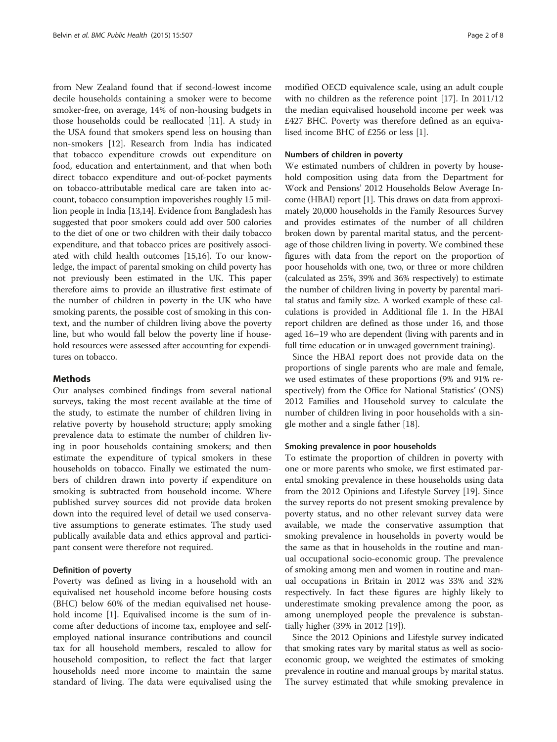from New Zealand found that if second-lowest income decile households containing a smoker were to become smoker-free, on average, 14% of non-housing budgets in those households could be reallocated [11]. A study in the USA found that smokers spend less on housing than non-smokers [12]. Research from India has indicated that tobacco expenditure crowds out expenditure on food, education and entertainment, and that when both direct tobacco expenditure and out-of-pocket payments on tobacco-attributable medical care are taken into account, tobacco consumption impoverishes roughly 15 million people in India [13,14]. Evidence from Bangladesh has suggested that poor smokers could add over 500 calories to the diet of one or two children with their daily tobacco expenditure, and that tobacco prices are positively associated with child health outcomes [15,16]. To our knowledge, the impact of parental smoking on child poverty has not previously been estimated in the UK. This paper therefore aims to provide an illustrative first estimate of the number of children in poverty in the UK who have smoking parents, the possible cost of smoking in this context, and the number of children living above the poverty line, but who would fall below the poverty line if household resources were assessed after accounting for expenditures on tobacco.

## Methods

Our analyses combined findings from several national surveys, taking the most recent available at the time of the study, to estimate the number of children living in relative poverty by household structure; apply smoking prevalence data to estimate the number of children living in poor households containing smokers; and then estimate the expenditure of typical smokers in these households on tobacco. Finally we estimated the numbers of children drawn into poverty if expenditure on smoking is subtracted from household income. Where published survey sources did not provide data broken down into the required level of detail we used conservative assumptions to generate estimates. The study used publically available data and ethics approval and participant consent were therefore not required.

### Definition of poverty

Poverty was defined as living in a household with an equivalised net household income before housing costs (BHC) below 60% of the median equivalised net household income [1]. Equivalised income is the sum of income after deductions of income tax, employee and self-employed national insurance contributions and council tax for all household members, rescaled to allow for household composition, to reflect the fact that larger households need more income to maintain the same standard of living. The data were equivalised using the modified OECD equivalence scale, using an adult couple with no children as the reference point [17]. In 2011/12 the median equivalised household income per week was £427 BHC. Poverty was therefore defined as an equivalised income BHC of £256 or less [1].

### Numbers of children in poverty

We estimated numbers of children in poverty by household composition using data from the Department for Work and Pensions' 2012 Households Below Average Income (HBAI) report [1]. This draws on data from approximately 20,000 households in the Family Resources Survey and provides estimates of the number of all children broken down by parental marital status, and the percentage of those children living in poverty. We combined these figures with data from the report on the proportion of poor households with one, two, or three or more children (calculated as 25%, 39% and 36% respectively) to estimate the number of children living in poverty by parental marital status and family size. A worked example of these calculations is provided in Additional file 1. In the HBAI report children are defined as those under 16, and those aged 16–19 who are dependent (living with parents and in full time education or in unwaged government training).

Since the HBAI report does not provide data on the proportions of single parents who are male and female, we used estimates of these proportions (9% and 91% respectively) from the Office for National Statistics' (ONS) 2012 Families and Household survey to calculate the number of children living in poor households with a single mother and a single father [18].

### Smoking prevalence in poor households

To estimate the proportion of children in poverty with one or more parents who smoke, we first estimated parental smoking prevalence in these households using data from the 2012 Opinions and Lifestyle Survey [19]. Since the survey reports do not present smoking prevalence by poverty status, and no other relevant survey data were available, we made the conservative assumption that smoking prevalence in households in poverty would be the same as that in households in the routine and manual occupational socio-economic group. The prevalence of smoking among men and women in routine and manual occupations in Britain in 2012 was 33% and 32% respectively. In fact these figures are highly likely to underestimate smoking prevalence among the poor, as among unemployed people the prevalence is substantially higher (39% in 2012 [19]).

Since the 2012 Opinions and Lifestyle survey indicated that smoking rates vary by marital status as well as socio-economic group, we weighted the estimates of smoking prevalence in routine and manual groups by marital status. The survey estimated that while smoking prevalence in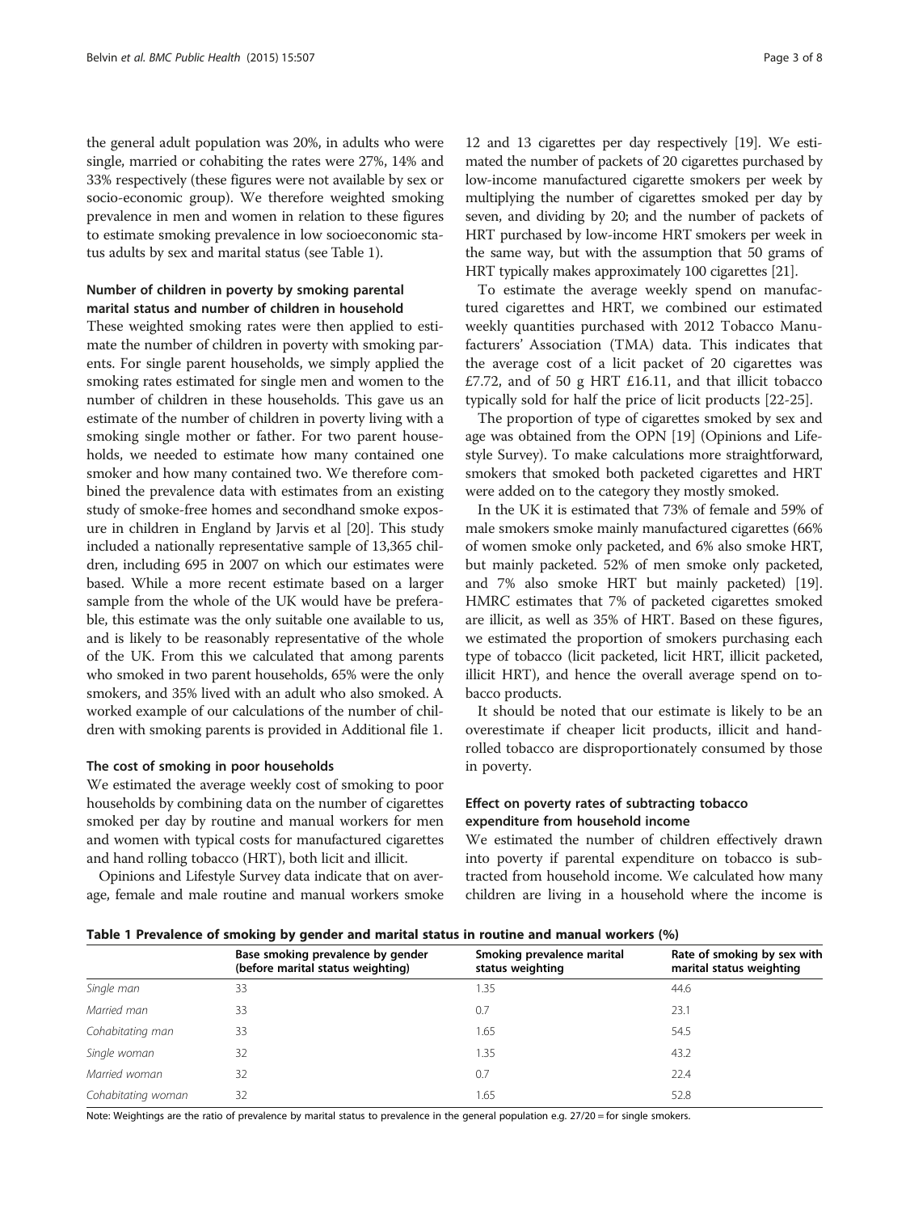the general adult population was 20%, in adults who were single, married or cohabiting the rates were 27%, 14% and 33% respectively (these figures were not available by sex or socio-economic group). We therefore weighted smoking prevalence in men and women in relation to these figures to estimate smoking prevalence in low socioeconomic status adults by sex and marital status (see Table 1).

### Number of children in poverty by smoking parental marital status and number of children in household

These weighted smoking rates were then applied to estimate the number of children in poverty with smoking parents. For single parent households, we simply applied the smoking rates estimated for single men and women to the number of children in these households. This gave us an estimate of the number of children in poverty living with a smoking single mother or father. For two parent households, we needed to estimate how many contained one smoker and how many contained two. We therefore combined the prevalence data with estimates from an existing study of smoke-free homes and secondhand smoke exposure in children in England by Jarvis et al [20]. This study included a nationally representative sample of 13,365 children, including 695 in 2007 on which our estimates were based. While a more recent estimate based on a larger sample from the whole of the UK would have be preferable, this estimate was the only suitable one available to us, and is likely to be reasonably representative of the whole of the UK. From this we calculated that among parents who smoked in two parent households, 65% were the only smokers, and 35% lived with an adult who also smoked. A worked example of our calculations of the number of children with smoking parents is provided in Additional file 1.

### The cost of smoking in poor households

We estimated the average weekly cost of smoking to poor households by combining data on the number of cigarettes smoked per day by routine and manual workers for men and women with typical costs for manufactured cigarettes and hand rolling tobacco (HRT), both licit and illicit.

Opinions and Lifestyle Survey data indicate that on average, female and male routine and manual workers smoke 12 and 13 cigarettes per day respectively [19]. We estimated the number of packets of 20 cigarettes purchased by low-income manufactured cigarette smokers per week by multiplying the number of cigarettes smoked per day by seven, and dividing by 20; and the number of packets of HRT purchased by low-income HRT smokers per week in the same way, but with the assumption that 50 grams of HRT typically makes approximately 100 cigarettes [21].

To estimate the average weekly spend on manufactured cigarettes and HRT, we combined our estimated weekly quantities purchased with 2012 Tobacco Manufacturers' Association (TMA) data. This indicates that the average cost of a licit packet of 20 cigarettes was £7.72, and of 50 g HRT £16.11, and that illicit tobacco typically sold for half the price of licit products [22-25].

The proportion of type of cigarettes smoked by sex and age was obtained from the OPN [19] (Opinions and Lifestyle Survey). To make calculations more straightforward, smokers that smoked both packeted cigarettes and HRT were added on to the category they mostly smoked.

In the UK it is estimated that 73% of female and 59% of male smokers smoke mainly manufactured cigarettes (66% of women smoke only packeted, and 6% also smoke HRT, but mainly packeted. 52% of men smoke only packeted, and 7% also smoke HRT but mainly packeted) [19]. HMRC estimates that 7% of packeted cigarettes smoked are illicit, as well as 35% of HRT. Based on these figures, we estimated the proportion of smokers purchasing each type of tobacco (licit packeted, licit HRT, illicit packeted, illicit HRT), and hence the overall average spend on tobacco products.

It should be noted that our estimate is likely to be an overestimate if cheaper licit products, illicit and hand-rolled tobacco are disproportionately consumed by those in poverty.

### Effect on poverty rates of subtracting tobacco expenditure from household income

We estimated the number of children effectively drawn into poverty if parental expenditure on tobacco is subtracted from household income. We calculated how many children are living in a household where the income is

**Table 1 Prevalence of smoking by gender and marital status in routine and manual workers (%)**

| | Base smoking prevalence by gender (before marital status weighting) | Smoking prevalence marital status weighting | Rate of smoking by sex with marital status weighting |
|---|---|---|---|
| *Single man* | 33 | 1.35 | 44.6 |
| *Married man* | 33 | 0.7 | 23.1 |
| *Cohabitating man* | 33 | 1.65 | 54.5 |
| *Single woman* | 32 | 1.35 | 43.2 |
| *Married woman* | 32 | 0.7 | 22.4 |
| *Cohabitating woman* | 32 | 1.65 | 52.8 |

Note: Weightings are the ratio of prevalence by marital status to prevalence in the general population e.g. 27/20 = for single smokers.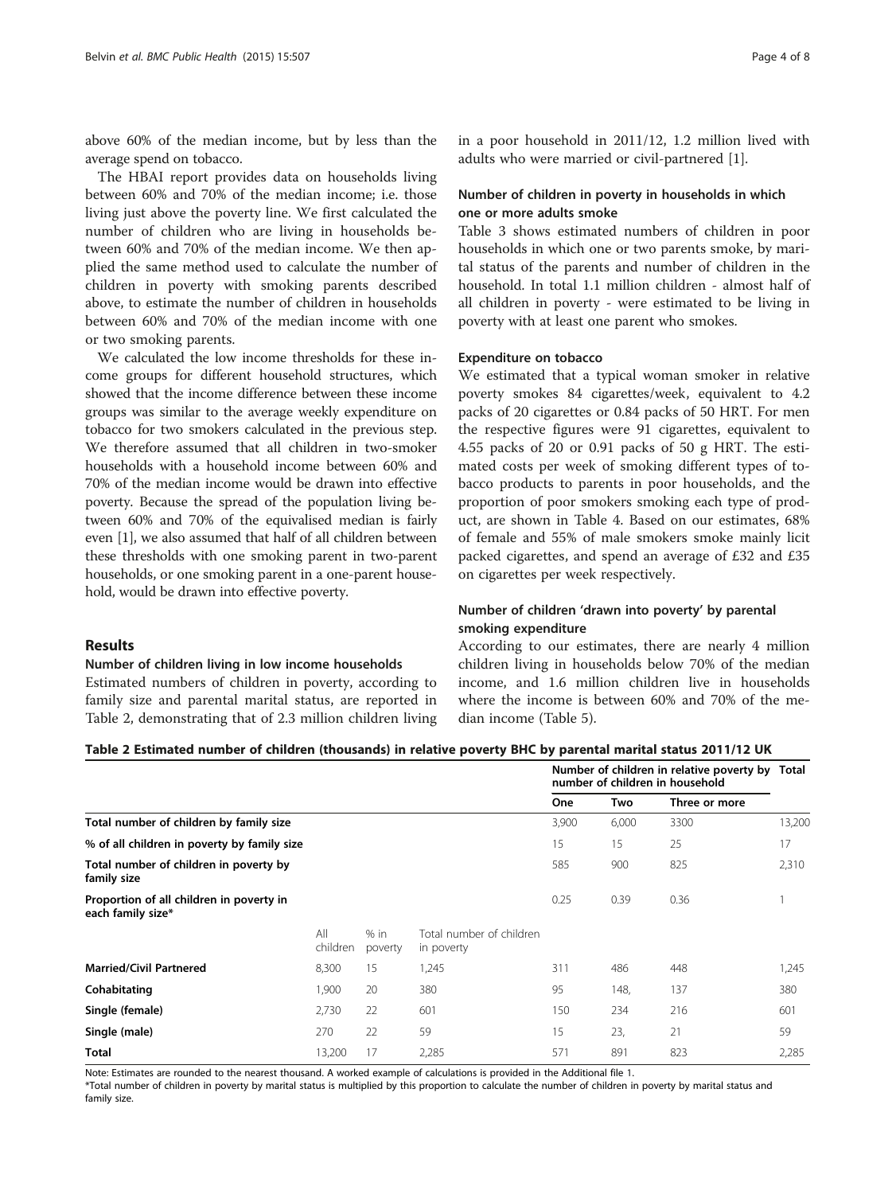above 60% of the median income, but by less than the average spend on tobacco.

The HBAI report provides data on households living between 60% and 70% of the median income; i.e. those living just above the poverty line. We first calculated the number of children who are living in households between 60% and 70% of the median income. We then applied the same method used to calculate the number of children in poverty with smoking parents described above, to estimate the number of children in households between 60% and 70% of the median income with one or two smoking parents.

We calculated the low income thresholds for these income groups for different household structures, which showed that the income difference between these income groups was similar to the average weekly expenditure on tobacco for two smokers calculated in the previous step. We therefore assumed that all children in two-smoker households with a household income between 60% and 70% of the median income would be drawn into effective poverty. Because the spread of the population living between 60% and 70% of the equivalised median is fairly even [1], we also assumed that half of all children between these thresholds with one smoking parent in two-parent households, or one smoking parent in a one-parent household, would be drawn into effective poverty.

## Results

### Number of children living in low income households

Estimated numbers of children in poverty, according to family size and parental marital status, are reported in Table 2, demonstrating that of 2.3 million children living in a poor household in 2011/12, 1.2 million lived with adults who were married or civil-partnered [1].

### Number of children in poverty in households in which one or more adults smoke

Table 3 shows estimated numbers of children in poor households in which one or two parents smoke, by marital status of the parents and number of children in the household. In total 1.1 million children - almost half of all children in poverty - were estimated to be living in poverty with at least one parent who smokes.

### Expenditure on tobacco

We estimated that a typical woman smoker in relative poverty smokes 84 cigarettes/week, equivalent to 4.2 packs of 20 cigarettes or 0.84 packs of 50 HRT. For men the respective figures were 91 cigarettes, equivalent to 4.55 packs of 20 or 0.91 packs of 50 g HRT. The estimated costs per week of smoking different types of tobacco products to parents in poor households, and the proportion of poor smokers smoking each type of product, are shown in Table 4. Based on our estimates, 68% of female and 55% of male smokers smoke mainly licit packed cigarettes, and spend an average of £32 and £35 on cigarettes per week respectively.

### Number of children 'drawn into poverty' by parental smoking expenditure

According to our estimates, there are nearly 4 million children living in households below 70% of the median income, and 1.6 million children live in households where the income is between 60% and 70% of the median income (Table 5).

**Table 2 Estimated number of children (thousands) in relative poverty BHC by parental marital status 2011/12 UK**

| | | | | Number of children in relative poverty by number of children in household | | | Total |
|---|---|---|---|---|---|---|---|
| | | | | One | Two | Three or more | |
| **Total number of children by family size** | | | | 3,900 | 6,000 | 3300 | 13,200 |
| **% of all children in poverty by family size** | | | | 15 | 15 | 25 | 17 |
| **Total number of children in poverty by family size** | | | | 585 | 900 | 825 | 2,310 |
| **Proportion of all children in poverty in each family size*** | | | | 0.25 | 0.39 | 0.36 | 1 |
| | All children | % in poverty | Total number of children in poverty | | | | |
| **Married/Civil Partnered** | 8,300 | 15 | 1,245 | 311 | 486 | 448 | 1,245 |
| **Cohabitating** | 1,900 | 20 | 380 | 95 | 148, | 137 | 380 |
| **Single (female)** | 2,730 | 22 | 601 | 150 | 234 | 216 | 601 |
| **Single (male)** | 270 | 22 | 59 | 15 | 23, | 21 | 59 |
| **Total** | 13,200 | 17 | 2,285 | 571 | 891 | 823 | 2,285 |

Note: Estimates are rounded to the nearest thousand. A worked example of calculations is provided in the Additional file 1.
*Total number of children in poverty by marital status is multiplied by this proportion to calculate the number of children in poverty by marital status and family size.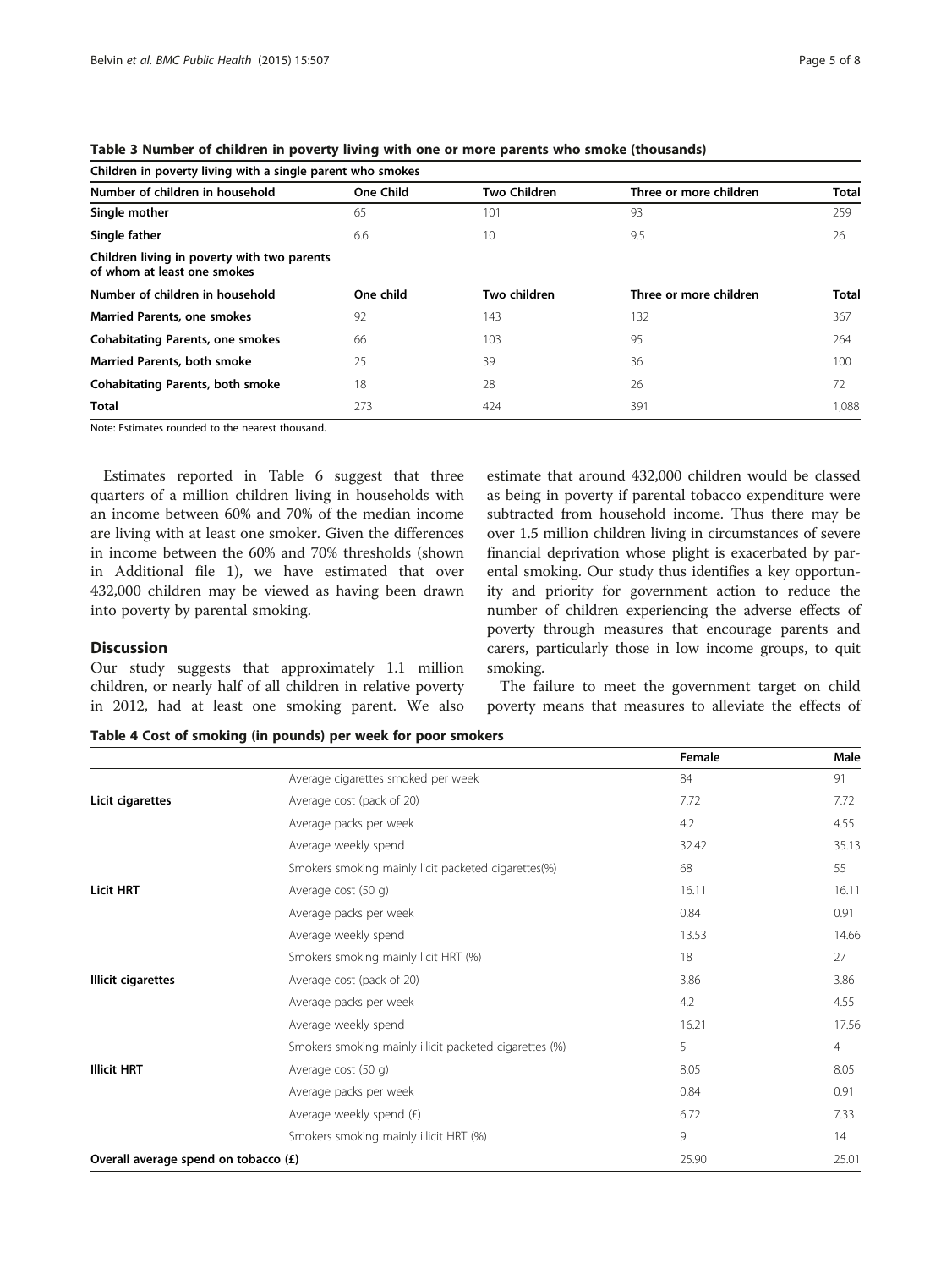**Table 3 Number of children in poverty living with one or more parents who smoke (thousands)**

| Children in poverty living with a single parent who smokes | | | | |
|---|---|---|---|---|
| **Number of children in household** | **One Child** | **Two Children** | **Three or more children** | **Total** |
| **Single mother** | 65 | 101 | 93 | 259 |
| **Single father** | 6.6 | 10 | 9.5 | 26 |
| **Children living in poverty with two parents of whom at least one smokes** | | | | |
| **Number of children in household** | **One child** | **Two children** | **Three or more children** | **Total** |
| **Married Parents, one smokes** | 92 | 143 | 132 | 367 |
| **Cohabitating Parents, one smokes** | 66 | 103 | 95 | 264 |
| **Married Parents, both smoke** | 25 | 39 | 36 | 100 |
| **Cohabitating Parents, both smoke** | 18 | 28 | 26 | 72 |
| **Total** | 273 | 424 | 391 | 1,088 |

Note: Estimates rounded to the nearest thousand.

Estimates reported in Table 6 suggest that three quarters of a million children living in households with an income between 60% and 70% of the median income are living with at least one smoker. Given the differences in income between the 60% and 70% thresholds (shown in Additional file 1), we have estimated that over 432,000 children may be viewed as having been drawn into poverty by parental smoking.

## Discussion

Our study suggests that approximately 1.1 million children, or nearly half of all children in relative poverty in 2012, had at least one smoking parent. We also estimate that around 432,000 children would be classed as being in poverty if parental tobacco expenditure were subtracted from household income. Thus there may be over 1.5 million children living in circumstances of severe financial deprivation whose plight is exacerbated by parental smoking. Our study thus identifies a key opportunity and priority for government action to reduce the number of children experiencing the adverse effects of poverty through measures that encourage parents and carers, particularly those in low income groups, to quit smoking.

The failure to meet the government target on child poverty means that measures to alleviate the effects of

**Table 4 Cost of smoking (in pounds) per week for poor smokers**

| | | Female | Male |
|---|---|---|---|
| | Average cigarettes smoked per week | 84 | 91 |
| **Licit cigarettes** | Average cost (pack of 20) | 7.72 | 7.72 |
| | Average packs per week | 4.2 | 4.55 |
| | Average weekly spend | 32.42 | 35.13 |
| | Smokers smoking mainly licit packeted cigarettes(%) | 68 | 55 |
| **Licit HRT** | Average cost (50 g) | 16.11 | 16.11 |
| | Average packs per week | 0.84 | 0.91 |
| | Average weekly spend | 13.53 | 14.66 |
| | Smokers smoking mainly licit HRT (%) | 18 | 27 |
| **Illicit cigarettes** | Average cost (pack of 20) | 3.86 | 3.86 |
| | Average packs per week | 4.2 | 4.55 |
| | Average weekly spend | 16.21 | 17.56 |
| | Smokers smoking mainly illicit packeted cigarettes (%) | 5 | 4 |
| **Illicit HRT** | Average cost (50 g) | 8.05 | 8.05 |
| | Average packs per week | 0.84 | 0.91 |
| | Average weekly spend (£) | 6.72 | 7.33 |
| | Smokers smoking mainly illicit HRT (%) | 9 | 14 |
| **Overall average spend on tobacco (£)** | | 25.90 | 25.01 |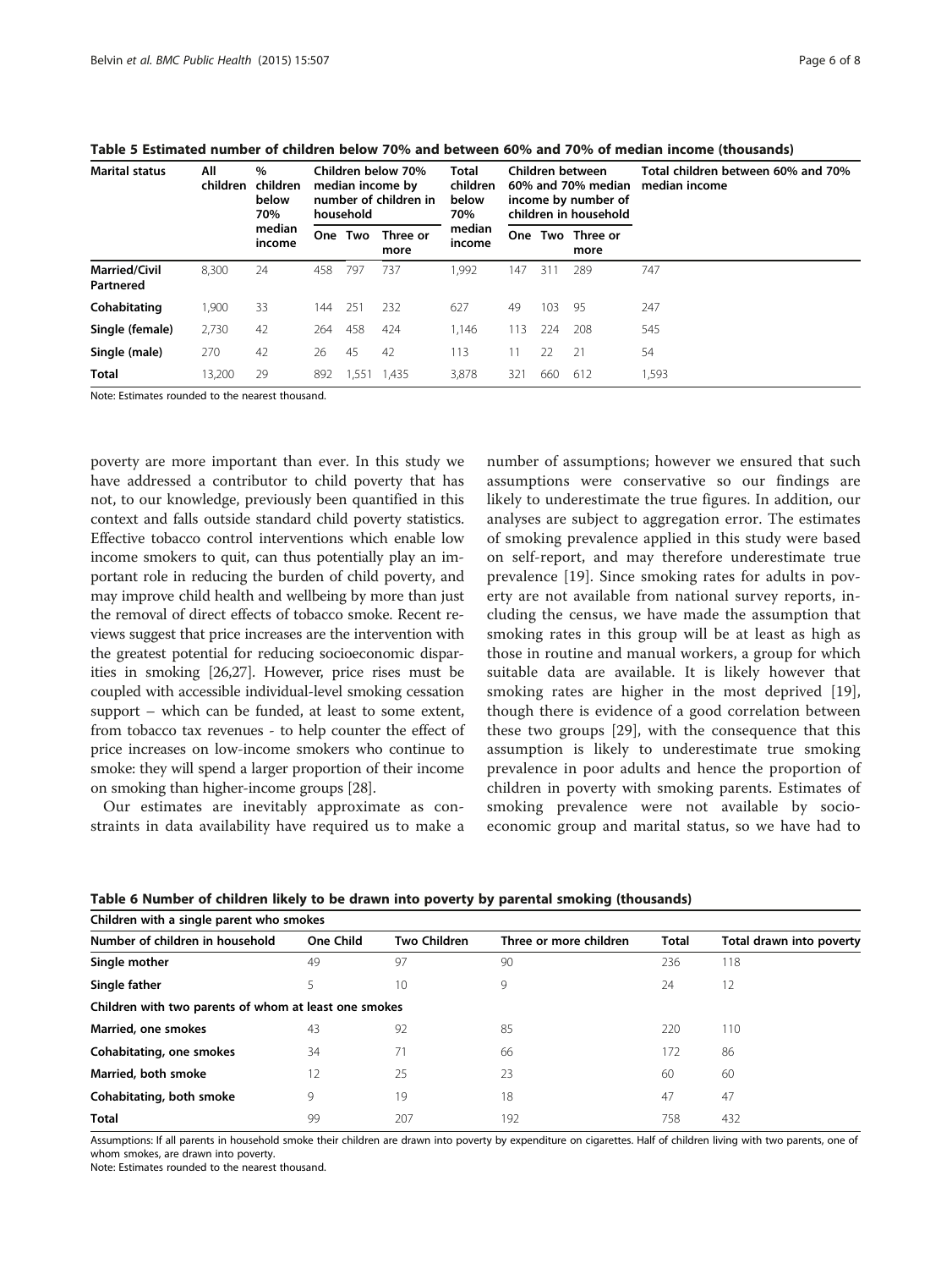**Table 5 Estimated number of children below 70% and between 60% and 70% of median income (thousands)**

| Marital status | All children | % children below 70% median income | Children below 70% median income by number of children in household | | | Total children below 70% median income | Children between 60% and 70% median income by number of children in household | | | Total children between 60% and 70% median income |
|---|---|---|---|---|---|---|---|---|---|---|
| | | | One | Two | Three or more | | One | Two | Three or more | |
| **Married/Civil Partnered** | 8,300 | 24 | 458 | 797 | 737 | 1,992 | 147 | 311 | 289 | 747 |
| **Cohabitating** | 1,900 | 33 | 144 | 251 | 232 | 627 | 49 | 103 | 95 | 247 |
| **Single (female)** | 2,730 | 42 | 264 | 458 | 424 | 1,146 | 113 | 224 | 208 | 545 |
| **Single (male)** | 270 | 42 | 26 | 45 | 42 | 113 | 11 | 22 | 21 | 54 |
| **Total** | 13,200 | 29 | 892 | 1,551 | 1,435 | 3,878 | 321 | 660 | 612 | 1,593 |

Note: Estimates rounded to the nearest thousand.

poverty are more important than ever. In this study we have addressed a contributor to child poverty that has not, to our knowledge, previously been quantified in this context and falls outside standard child poverty statistics. Effective tobacco control interventions which enable low income smokers to quit, can thus potentially play an important role in reducing the burden of child poverty, and may improve child health and wellbeing by more than just the removal of direct effects of tobacco smoke. Recent reviews suggest that price increases are the intervention with the greatest potential for reducing socioeconomic disparities in smoking [26,27]. However, price rises must be coupled with accessible individual-level smoking cessation support – which can be funded, at least to some extent, from tobacco tax revenues - to help counter the effect of price increases on low-income smokers who continue to smoke: they will spend a larger proportion of their income on smoking than higher-income groups [28].

Our estimates are inevitably approximate as constraints in data availability have required us to make a number of assumptions; however we ensured that such assumptions were conservative so our findings are likely to underestimate the true figures. In addition, our analyses are subject to aggregation error. The estimates of smoking prevalence applied in this study were based on self-report, and may therefore underestimate true prevalence [19]. Since smoking rates for adults in poverty are not available from national survey reports, including the census, we have made the assumption that smoking rates in this group will be at least as high as those in routine and manual workers, a group for which suitable data are available. It is likely however that smoking rates are higher in the most deprived [19], though there is evidence of a good correlation between these two groups [29], with the consequence that this assumption is likely to underestimate true smoking prevalence in poor adults and hence the proportion of children in poverty with smoking parents. Estimates of smoking prevalence were not available by socioeconomic group and marital status, so we have had to

**Table 6 Number of children likely to be drawn into poverty by parental smoking (thousands)**

| Number of children in household | One Child | Two Children | Three or more children | Total | Total drawn into poverty |
|---|---|---|---|---|---|
| **Children with a single parent who smokes** | | | | | |
| **Single mother** | 49 | 97 | 90 | 236 | 118 |
| **Single father** | 5 | 10 | 9 | 24 | 12 |
| **Children with two parents of whom at least one smokes** | | | | | |
| **Married, one smokes** | 43 | 92 | 85 | 220 | 110 |
| **Cohabitating, one smokes** | 34 | 71 | 66 | 172 | 86 |
| **Married, both smoke** | 12 | 25 | 23 | 60 | 60 |
| **Cohabitating, both smoke** | 9 | 19 | 18 | 47 | 47 |
| **Total** | 99 | 207 | 192 | 758 | 432 |

Assumptions: If all parents in household smoke their children are drawn into poverty by expenditure on cigarettes. Half of children living with two parents, one of whom smokes, are drawn into poverty.
Note: Estimates rounded to the nearest thousand.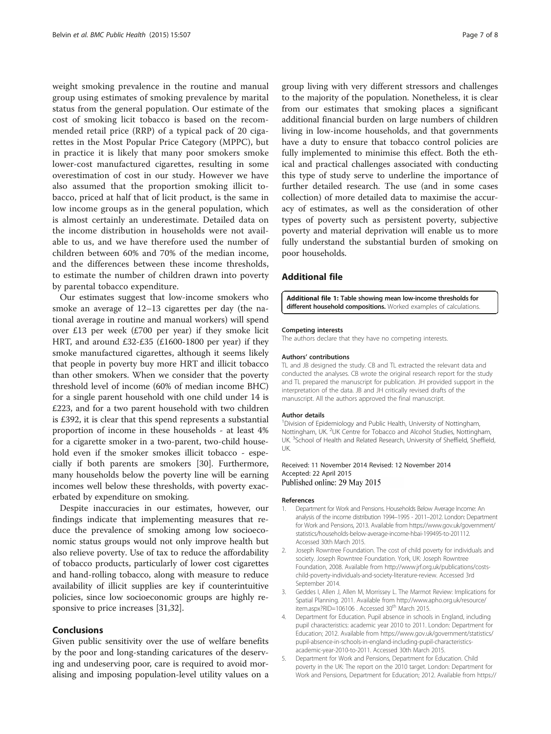weight smoking prevalence in the routine and manual group using estimates of smoking prevalence by marital status from the general population. Our estimate of the cost of smoking licit tobacco is based on the recommended retail price (RRP) of a typical pack of 20 cigarettes in the Most Popular Price Category (MPPC), but in practice it is likely that many poor smokers smoke lower-cost manufactured cigarettes, resulting in some overestimation of cost in our study. However we have also assumed that the proportion smoking illicit tobacco, priced at half that of licit product, is the same in low income groups as in the general population, which is almost certainly an underestimate. Detailed data on the income distribution in households were not available to us, and we have therefore used the number of children between 60% and 70% of the median income, and the differences between these income thresholds, to estimate the number of children drawn into poverty by parental tobacco expenditure.

Our estimates suggest that low-income smokers who smoke an average of 12–13 cigarettes per day (the national average in routine and manual workers) will spend over £13 per week (£700 per year) if they smoke licit HRT, and around £32-£35 (£1600-1800 per year) if they smoke manufactured cigarettes, although it seems likely that people in poverty buy more HRT and illicit tobacco than other smokers. When we consider that the poverty threshold level of income (60% of median income BHC) for a single parent household with one child under 14 is £223, and for a two parent household with two children is £392, it is clear that this spend represents a substantial proportion of income in these households - at least 4% for a cigarette smoker in a two-parent, two-child household even if the smoker smokes illicit tobacco - especially if both parents are smokers [30]. Furthermore, many households below the poverty line will be earning incomes well below these thresholds, with poverty exacerbated by expenditure on smoking.

Despite inaccuracies in our estimates, however, our findings indicate that implementing measures that reduce the prevalence of smoking among low socioeconomic status groups would not only improve health but also relieve poverty. Use of tax to reduce the affordability of tobacco products, particularly of lower cost cigarettes and hand-rolling tobacco, along with measure to reduce availability of illicit supplies are key if counterintuitive policies, since low socioeconomic groups are highly responsive to price increases [31,32].

## Conclusions

Given public sensitivity over the use of welfare benefits by the poor and long-standing caricatures of the deserving and undeserving poor, care is required to avoid moralising and imposing population-level utility values on a group living with very different stressors and challenges to the majority of the population. Nonetheless, it is clear from our estimates that smoking places a significant additional financial burden on large numbers of children living in low-income households, and that governments have a duty to ensure that tobacco control policies are fully implemented to minimise this effect. Both the ethical and practical challenges associated with conducting this type of study serve to underline the importance of further detailed research. The use (and in some cases collection) of more detailed data to maximise the accuracy of estimates, as well as the consideration of other types of poverty such as persistent poverty, subjective poverty and material deprivation will enable us to more fully understand the substantial burden of smoking on poor households.

## Additional file

**Additional file 1: Table showing mean low-income thresholds for different household compositions.** Worked examples of calculations.

#### Competing interests

The authors declare that they have no competing interests.

#### Authors' contributions

TL and JB designed the study. CB and TL extracted the relevant data and conducted the analyses. CB wrote the original research report for the study and TL prepared the manuscript for publication. JH provided support in the interpretation of the data. JB and JH critically revised drafts of the manuscript. All the authors approved the final manuscript.

#### Author details

[1]Division of Epidemiology and Public Health, University of Nottingham, Nottingham, UK. [2]UK Centre for Tobacco and Alcohol Studies, Nottingham, UK. [3]School of Health and Related Research, University of Sheffield, Sheffield, UK.

Received: 11 November 2014 Revised: 12 November 2014
Accepted: 22 April 2015
Published online: 29 May 2015

#### References

1. Department for Work and Pensions. Households Below Average Income: An analysis of the income distribution 1994–1995 - 2011–2012. London: Department for Work and Pensions, 2013. Available from https://www.gov.uk/government/statistics/households-below-average-income-hbai-199495-to-201112. Accessed 30th March 2015.
2. Joseph Rowntree Foundation. The cost of child poverty for individuals and society. Joseph Rowntree Foundation. York, UK: Joseph Rowntree Foundation, 2008. Available from http://www.jrf.org.uk/publications/costs-child-poverty-individuals-and-society-literature-review. Accessed 3rd September 2014.
3. Geddes I, Allen J, Allen M, Morrissey L. The Marmot Review: Implications for Spatial Planning. 2011. Available from http://www.apho.org.uk/resource/item.aspx?RID=106106 . Accessed 30th March 2015.
4. Department for Education. Pupil absence in schools in England, including pupil characteristics: academic year 2010 to 2011. London: Department for Education; 2012. Available from https://www.gov.uk/government/statistics/pupil-absence-in-schools-in-england-including-pupil-characteristics-academic-year-2010-to-2011. Accessed 30th March 2015.
5. Department for Work and Pensions, Department for Education. Child poverty in the UK: The report on the 2010 target. London: Department for Work and Pensions, Department for Education; 2012. Available from https://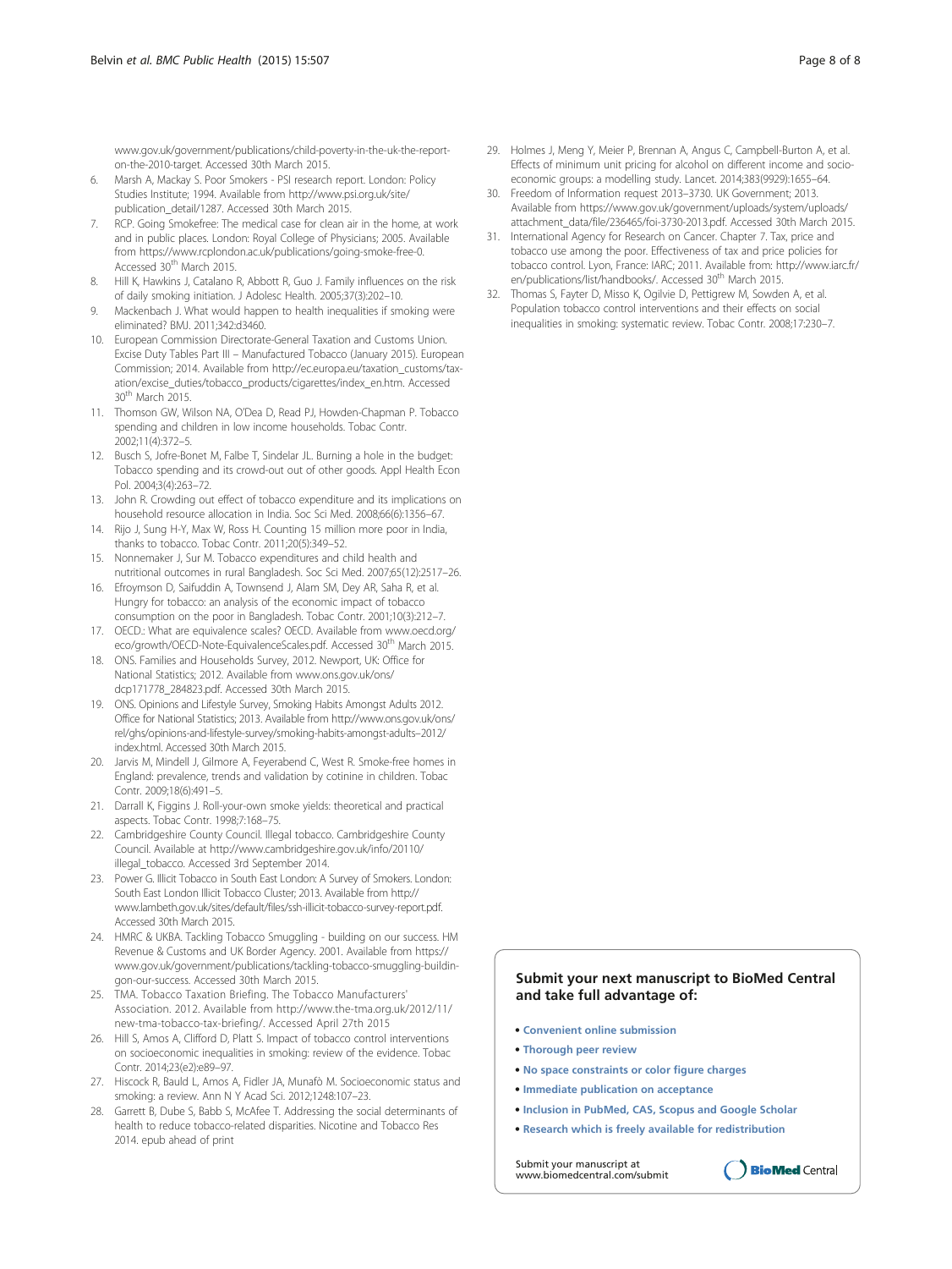www.gov.uk/government/publications/child-poverty-in-the-uk-the-report-on-the-2010-target. Accessed 30th March 2015.

6. Marsh A, Mackay S. Poor Smokers - PSI research report. London: Policy Studies Institute; 1994. Available from http://www.psi.org.uk/site/publication_detail/1287. Accessed 30th March 2015.
7. RCP. Going Smokefree: The medical case for clean air in the home, at work and in public places. London: Royal College of Physicians; 2005. Available from https://www.rcplondon.ac.uk/publications/going-smoke-free-0. Accessed 30th March 2015.
8. Hill K, Hawkins J, Catalano R, Abbott R, Guo J. Family influences on the risk of daily smoking initiation. J Adolesc Health. 2005;37(3):202–10.
9. Mackenbach J. What would happen to health inequalities if smoking were eliminated? BMJ. 2011;342:d3460.
10. European Commission Directorate-General Taxation and Customs Union. Excise Duty Tables Part III – Manufactured Tobacco (January 2015). European Commission; 2014. Available from http://ec.europa.eu/taxation_customs/taxation/excise_duties/tobacco_products/cigarettes/index_en.htm. Accessed 30th March 2015.
11. Thomson GW, Wilson NA, O'Dea D, Read PJ, Howden-Chapman P. Tobacco spending and children in low income households. Tobac Contr. 2002;11(4):372–5.
12. Busch S, Jofre-Bonet M, Falbe T, Sindelar JL. Burning a hole in the budget: Tobacco spending and its crowd-out out of other goods. Appl Health Econ Pol. 2004;3(4):263–72.
13. John R. Crowding out effect of tobacco expenditure and its implications on household resource allocation in India. Soc Sci Med. 2008;66(6):1356–67.
14. Rijo J, Sung H-Y, Max W, Ross H. Counting 15 million more poor in India, thanks to tobacco. Tobac Contr. 2011;20(5):349–52.
15. Nonnemaker J, Sur M. Tobacco expenditures and child health and nutritional outcomes in rural Bangladesh. Soc Sci Med. 2007;65(12):2517–26.
16. Efroymson D, Saifuddin A, Townsend J, Alam SM, Dey AR, Saha R, et al. Hungry for tobacco: an analysis of the economic impact of tobacco consumption on the poor in Bangladesh. Tobac Contr. 2001;10(3):212–7.
17. OECD.: What are equivalence scales? OECD. Available from www.oecd.org/eco/growth/OECD-Note-EquivalenceScales.pdf. Accessed 30th March 2015.
18. ONS. Families and Households Survey, 2012. Newport, UK: Office for National Statistics; 2012. Available from www.ons.gov.uk/ons/dcp171778_284823.pdf. Accessed 30th March 2015.
19. ONS. Opinions and Lifestyle Survey, Smoking Habits Amongst Adults 2012. Office for National Statistics; 2013. Available from http://www.ons.gov.uk/ons/rel/ghs/opinions-and-lifestyle-survey/smoking-habits-amongst-adults–2012/index.html. Accessed 30th March 2015.
20. Jarvis M, Mindell J, Gilmore A, Feyerabend C, West R. Smoke-free homes in England: prevalence, trends and validation by cotinine in children. Tobac Contr. 2009;18(6):491–5.
21. Darrall K, Figgins J. Roll-your-own smoke yields: theoretical and practical aspects. Tobac Contr. 1998;7:168–75.
22. Cambridgeshire County Council. Illegal tobacco. Cambridgeshire County Council. Available at http://www.cambridgeshire.gov.uk/info/20110/illegal_tobacco. Accessed 3rd September 2014.
23. Power G. Illicit Tobacco in South East London: A Survey of Smokers. London: South East London Illicit Tobacco Cluster; 2013. Available from http://www.lambeth.gov.uk/sites/default/files/ssh-illicit-tobacco-survey-report.pdf. Accessed 30th March 2015.
24. HMRC & UKBA. Tackling Tobacco Smuggling - building on our success. HM Revenue & Customs and UK Border Agency. 2001. Available from https://www.gov.uk/government/publications/tackling-tobacco-smuggling-buildingon-our-success. Accessed 30th March 2015.
25. TMA. Tobacco Taxation Briefing. The Tobacco Manufacturers' Association. 2012. Available from http://www.the-tma.org.uk/2012/11/new-tma-tobacco-tax-briefing/. Accessed April 27th 2015
26. Hill S, Amos A, Clifford D, Platt S. Impact of tobacco control interventions on socioeconomic inequalities in smoking: review of the evidence. Tobac Contr. 2014;23(e2):e89–97.
27. Hiscock R, Bauld L, Amos A, Fidler JA, Munafò M. Socioeconomic status and smoking: a review. Ann N Y Acad Sci. 2012;1248:107–23.
28. Garrett B, Dube S, Babb S, McAfee T. Addressing the social determinants of health to reduce tobacco-related disparities. Nicotine and Tobacco Res 2014. epub ahead of print
29. Holmes J, Meng Y, Meier P, Brennan A, Angus C, Campbell-Burton A, et al. Effects of minimum unit pricing for alcohol on different income and socioeconomic groups: a modelling study. Lancet. 2014;383(9929):1655–64.
30. Freedom of Information request 2013–3730. UK Government; 2013. Available from https://www.gov.uk/government/uploads/system/uploads/attachment_data/file/236465/foi-3730-2013.pdf. Accessed 30th March 2015.
31. International Agency for Research on Cancer. Chapter 7. Tax, price and tobacco use among the poor. Effectiveness of tax and price policies for tobacco control. Lyon, France: IARC; 2011. Available from: http://www.iarc.fr/en/publications/list/handbooks/. Accessed 30th March 2015.
32. Thomas S, Fayter D, Misso K, Ogilvie D, Pettigrew M, Sowden A, et al. Population tobacco control interventions and their effects on social inequalities in smoking: systematic review. Tobac Contr. 2008;17:230–7.

**Submit your next manuscript to BioMed Central and take full advantage of:**

- **Convenient online submission**
- **Thorough peer review**
- **No space constraints or color figure charges**
- **Immediate publication on acceptance**
- **Inclusion in PubMed, CAS, Scopus and Google Scholar**
- **Research which is freely available for redistribution**

Submit your manuscript at www.biomedcentral.com/submit

BioMed Central